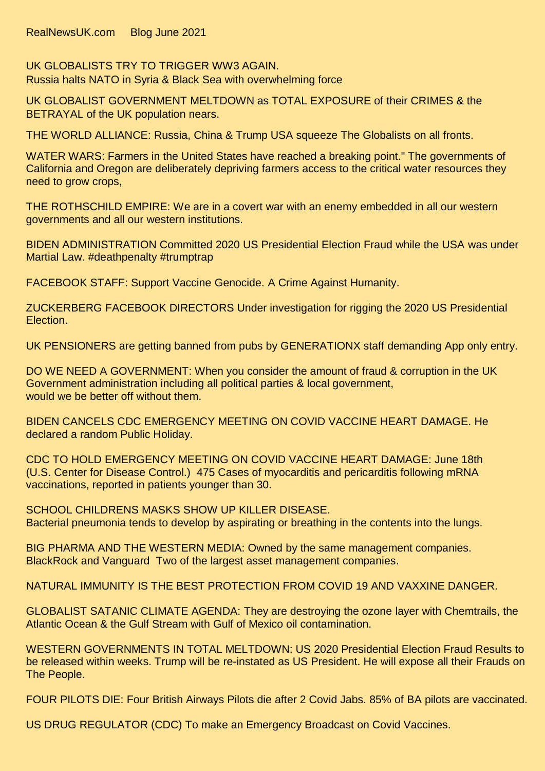RealNewsUK.com Blog June 2021

UK GLOBALISTS TRY TO TRIGGER WW3 AGAIN.
Russia halts NATO in Syria & Black Sea with overwhelming force

UK GLOBALIST GOVERNMENT MELTDOWN as TOTAL EXPOSURE of their CRIMES & the BETRAYAL of the UK population nears.

THE WORLD ALLIANCE: Russia, China & Trump USA squeeze The Globalists on all fronts.

WATER WARS: Farmers in the United States have reached a breaking point." The governments of California and Oregon are deliberately depriving farmers access to the critical water resources they need to grow crops,

THE ROTHSCHILD EMPIRE: We are in a covert war with an enemy embedded in all our western governments and all our western institutions.

BIDEN ADMINISTRATION Committed 2020 US Presidential Election Fraud while the USA was under Martial Law. #deathpenalty #trumptrap

FACEBOOK STAFF: Support Vaccine Genocide. A Crime Against Humanity.

ZUCKERBERG FACEBOOK DIRECTORS Under investigation for rigging the 2020 US Presidential Election.

UK PENSIONERS are getting banned from pubs by GENERATIONX staff demanding App only entry.

DO WE NEED A GOVERNMENT: When you consider the amount of fraud & corruption in the UK Government administration including all political parties & local government,
would we be better off without them.

BIDEN CANCELS CDC EMERGENCY MEETING ON COVID VACCINE HEART DAMAGE. He declared a random Public Holiday.

CDC TO HOLD EMERGENCY MEETING ON COVID VACCINE HEART DAMAGE: June 18th
(U.S. Center for Disease Control.) 475 Cases of myocarditis and pericarditis following mRNA vaccinations, reported in patients younger than 30.

SCHOOL CHILDRENS MASKS SHOW UP KILLER DISEASE.
Bacterial pneumonia tends to develop by aspirating or breathing in the contents into the lungs.

BIG PHARMA AND THE WESTERN MEDIA: Owned by the same management companies.
BlackRock and Vanguard Two of the largest asset management companies.

NATURAL IMMUNITY IS THE BEST PROTECTION FROM COVID 19 AND VAXXINE DANGER.

GLOBALIST SATANIC CLIMATE AGENDA: They are destroying the ozone layer with Chemtrails, the Atlantic Ocean & the Gulf Stream with Gulf of Mexico oil contamination.

WESTERN GOVERNMENTS IN TOTAL MELTDOWN: US 2020 Presidential Election Fraud Results to be released within weeks. Trump will be re-instated as US President. He will expose all their Frauds on The People.

FOUR PILOTS DIE: Four British Airways Pilots die after 2 Covid Jabs. 85% of BA pilots are vaccinated.

US DRUG REGULATOR (CDC) To make an Emergency Broadcast on Covid Vaccines.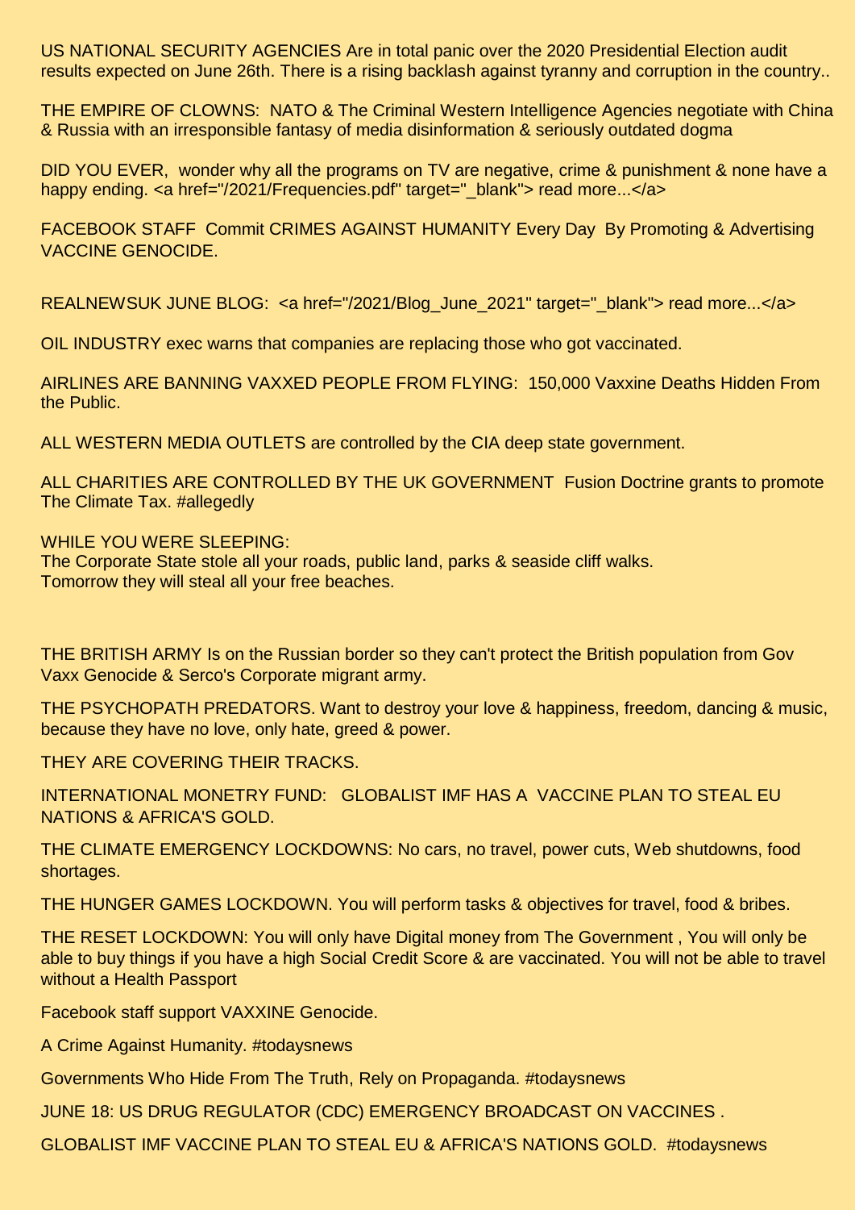US NATIONAL SECURITY AGENCIES Are in total panic over the 2020 Presidential Election audit results expected on June 26th. There is a rising backlash against tyranny and corruption in the country..

THE EMPIRE OF CLOWNS: NATO & The Criminal Western Intelligence Agencies negotiate with China & Russia with an irresponsible fantasy of media disinformation & seriously outdated dogma

DID YOU EVER, wonder why all the programs on TV are negative, crime & punishment & none have a happy ending. <a href="/2021/Frequencies.pdf" target="_blank"> read more...</a>

FACEBOOK STAFF Commit CRIMES AGAINST HUMANITY Every Day By Promoting & Advertising VACCINE GENOCIDE.

REALNEWSUK JUNE BLOG: <a href="/2021/Blog_June_2021" target="_blank"> read more...</a>

OIL INDUSTRY exec warns that companies are replacing those who got vaccinated.

AIRLINES ARE BANNING VAXXED PEOPLE FROM FLYING: 150,000 Vaxxine Deaths Hidden From the Public.

ALL WESTERN MEDIA OUTLETS are controlled by the CIA deep state government.

ALL CHARITIES ARE CONTROLLED BY THE UK GOVERNMENT Fusion Doctrine grants to promote The Climate Tax. #allegedly

WHILE YOU WERE SLEEPING:
The Corporate State stole all your roads, public land, parks & seaside cliff walks.
Tomorrow they will steal all your free beaches.

THE BRITISH ARMY Is on the Russian border so they can't protect the British population from Gov Vaxx Genocide & Serco's Corporate migrant army.

THE PSYCHOPATH PREDATORS. Want to destroy your love & happiness, freedom, dancing & music, because they have no love, only hate, greed & power.

THEY ARE COVERING THEIR TRACKS.

INTERNATIONAL MONETRY FUND: GLOBALIST IMF HAS A VACCINE PLAN TO STEAL EU NATIONS & AFRICA'S GOLD.

THE CLIMATE EMERGENCY LOCKDOWNS: No cars, no travel, power cuts, Web shutdowns, food shortages.

THE HUNGER GAMES LOCKDOWN. You will perform tasks & objectives for travel, food & bribes.

THE RESET LOCKDOWN: You will only have Digital money from The Government , You will only be able to buy things if you have a high Social Credit Score & are vaccinated. You will not be able to travel without a Health Passport

Facebook staff support VAXXINE Genocide.

A Crime Against Humanity. #todaysnews

Governments Who Hide From The Truth, Rely on Propaganda. #todaysnews

JUNE 18: US DRUG REGULATOR (CDC) EMERGENCY BROADCAST ON VACCINES .

GLOBALIST IMF VACCINE PLAN TO STEAL EU & AFRICA'S NATIONS GOLD. #todaysnews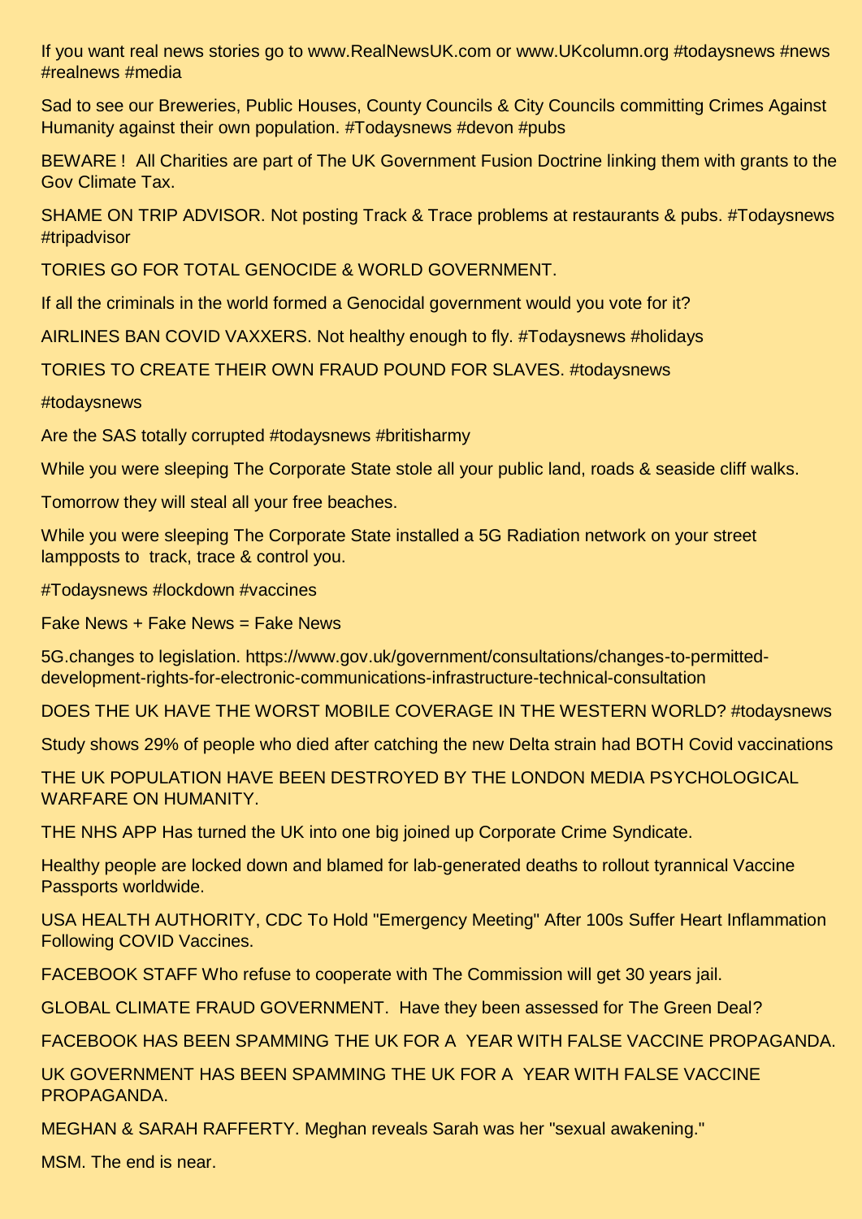If you want real news stories go to www.RealNewsUK.com or www.UKcolumn.org #todaysnews #news #realnews #media

Sad to see our Breweries, Public Houses, County Councils & City Councils committing Crimes Against Humanity against their own population. #Todaysnews #devon #pubs

BEWARE ! All Charities are part of The UK Government Fusion Doctrine linking them with grants to the Gov Climate Tax.

SHAME ON TRIP ADVISOR. Not posting Track & Trace problems at restaurants & pubs. #Todaysnews #tripadvisor

TORIES GO FOR TOTAL GENOCIDE & WORLD GOVERNMENT.

If all the criminals in the world formed a Genocidal government would you vote for it?

AIRLINES BAN COVID VAXXERS. Not healthy enough to fly. #Todaysnews #holidays

TORIES TO CREATE THEIR OWN FRAUD POUND FOR SLAVES. #todaysnews

#todaysnews

Are the SAS totally corrupted #todaysnews #britisharmy

While you were sleeping The Corporate State stole all your public land, roads & seaside cliff walks.

Tomorrow they will steal all your free beaches.

While you were sleeping The Corporate State installed a 5G Radiation network on your street lampposts to track, trace & control you.

#Todaysnews #lockdown #vaccines

Fake News + Fake News = Fake News

5G.changes to legislation. https://www.gov.uk/government/consultations/changes-to-permitted-development-rights-for-electronic-communications-infrastructure-technical-consultation

DOES THE UK HAVE THE WORST MOBILE COVERAGE IN THE WESTERN WORLD? #todaysnews

Study shows 29% of people who died after catching the new Delta strain had BOTH Covid vaccinations

THE UK POPULATION HAVE BEEN DESTROYED BY THE LONDON MEDIA PSYCHOLOGICAL WARFARE ON HUMANITY.

THE NHS APP Has turned the UK into one big joined up Corporate Crime Syndicate.

Healthy people are locked down and blamed for lab-generated deaths to rollout tyrannical Vaccine Passports worldwide.

USA HEALTH AUTHORITY, CDC To Hold "Emergency Meeting" After 100s Suffer Heart Inflammation Following COVID Vaccines.

FACEBOOK STAFF Who refuse to cooperate with The Commission will get 30 years jail.

GLOBAL CLIMATE FRAUD GOVERNMENT. Have they been assessed for The Green Deal?

FACEBOOK HAS BEEN SPAMMING THE UK FOR A YEAR WITH FALSE VACCINE PROPAGANDA.

UK GOVERNMENT HAS BEEN SPAMMING THE UK FOR A YEAR WITH FALSE VACCINE PROPAGANDA.

MEGHAN & SARAH RAFFERTY. Meghan reveals Sarah was her "sexual awakening."

MSM. The end is near.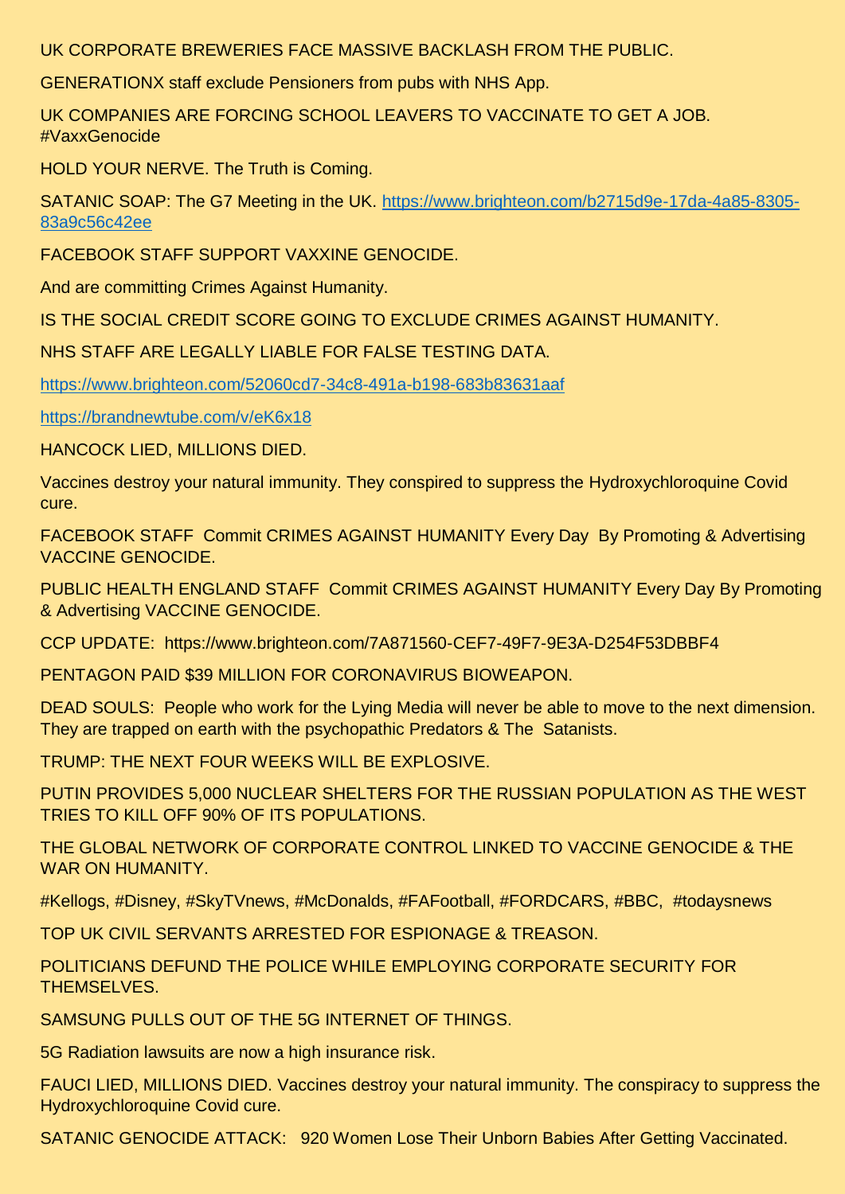UK CORPORATE BREWERIES FACE MASSIVE BACKLASH FROM THE PUBLIC.

GENERATIONX staff exclude Pensioners from pubs with NHS App.

UK COMPANIES ARE FORCING SCHOOL LEAVERS TO VACCINATE TO GET A JOB. #VaxxGenocide

HOLD YOUR NERVE. The Truth is Coming.

SATANIC SOAP: The G7 Meeting in the UK. https://www.brighteon.com/b2715d9e-17da-4a85-8305-83a9c56c42ee

FACEBOOK STAFF SUPPORT VAXXINE GENOCIDE.

And are committing Crimes Against Humanity.

IS THE SOCIAL CREDIT SCORE GOING TO EXCLUDE CRIMES AGAINST HUMANITY.

NHS STAFF ARE LEGALLY LIABLE FOR FALSE TESTING DATA.

https://www.brighteon.com/52060cd7-34c8-491a-b198-683b83631aaf

https://brandnewtube.com/v/eK6x18

HANCOCK LIED, MILLIONS DIED.

Vaccines destroy your natural immunity. They conspired to suppress the Hydroxychloroquine Covid cure.

FACEBOOK STAFF Commit CRIMES AGAINST HUMANITY Every Day By Promoting & Advertising VACCINE GENOCIDE.

PUBLIC HEALTH ENGLAND STAFF Commit CRIMES AGAINST HUMANITY Every Day By Promoting & Advertising VACCINE GENOCIDE.

CCP UPDATE: https://www.brighteon.com/7A871560-CEF7-49F7-9E3A-D254F53DBBF4

PENTAGON PAID $39 MILLION FOR CORONAVIRUS BIOWEAPON.

DEAD SOULS: People who work for the Lying Media will never be able to move to the next dimension. They are trapped on earth with the psychopathic Predators & The Satanists.

TRUMP: THE NEXT FOUR WEEKS WILL BE EXPLOSIVE.

PUTIN PROVIDES 5,000 NUCLEAR SHELTERS FOR THE RUSSIAN POPULATION AS THE WEST TRIES TO KILL OFF 90% OF ITS POPULATIONS.

THE GLOBAL NETWORK OF CORPORATE CONTROL LINKED TO VACCINE GENOCIDE & THE WAR ON HUMANITY.

#Kellogs, #Disney, #SkyTVnews, #McDonalds, #FAFootball, #FORDCARS, #BBC, #todaysnews

TOP UK CIVIL SERVANTS ARRESTED FOR ESPIONAGE & TREASON.

POLITICIANS DEFUND THE POLICE WHILE EMPLOYING CORPORATE SECURITY FOR THEMSELVES.

SAMSUNG PULLS OUT OF THE 5G INTERNET OF THINGS.

5G Radiation lawsuits are now a high insurance risk.

FAUCI LIED, MILLIONS DIED. Vaccines destroy your natural immunity. The conspiracy to suppress the Hydroxychloroquine Covid cure.

SATANIC GENOCIDE ATTACK: 920 Women Lose Their Unborn Babies After Getting Vaccinated.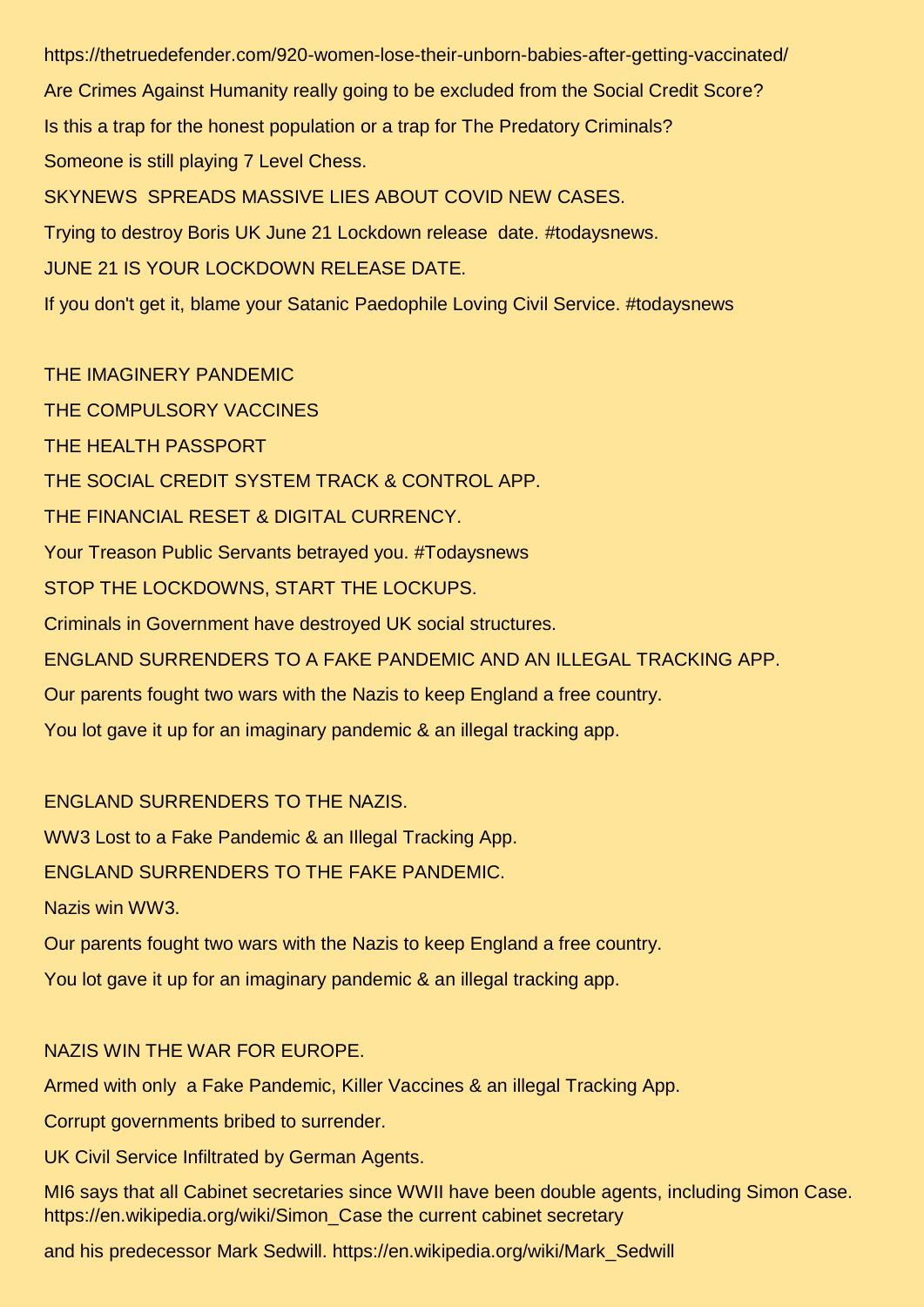https://thetruedefender.com/920-women-lose-their-unborn-babies-after-getting-vaccinated/

Are Crimes Against Humanity really going to be excluded from the Social Credit Score?

Is this a trap for the honest population or a trap for The Predatory Criminals?

Someone is still playing 7 Level Chess.

SKYNEWS SPREADS MASSIVE LIES ABOUT COVID NEW CASES.

Trying to destroy Boris UK June 21 Lockdown release date. #todaysnews.

JUNE 21 IS YOUR LOCKDOWN RELEASE DATE.

If you don't get it, blame your Satanic Paedophile Loving Civil Service. #todaysnews

THE IMAGINERY PANDEMIC

THE COMPULSORY VACCINES

THE HEALTH PASSPORT

THE SOCIAL CREDIT SYSTEM TRACK & CONTROL APP.

THE FINANCIAL RESET & DIGITAL CURRENCY.

Your Treason Public Servants betrayed you. #Todaysnews

STOP THE LOCKDOWNS, START THE LOCKUPS.

Criminals in Government have destroyed UK social structures.

ENGLAND SURRENDERS TO A FAKE PANDEMIC AND AN ILLEGAL TRACKING APP.

Our parents fought two wars with the Nazis to keep England a free country.

You lot gave it up for an imaginary pandemic & an illegal tracking app.

ENGLAND SURRENDERS TO THE NAZIS.

WW3 Lost to a Fake Pandemic & an Illegal Tracking App.

ENGLAND SURRENDERS TO THE FAKE PANDEMIC.

Nazis win WW3.

Our parents fought two wars with the Nazis to keep England a free country.

You lot gave it up for an imaginary pandemic & an illegal tracking app.

NAZIS WIN THE WAR FOR EUROPE.

Armed with only a Fake Pandemic, Killer Vaccines & an illegal Tracking App.

Corrupt governments bribed to surrender.

UK Civil Service Infiltrated by German Agents.

MI6 says that all Cabinet secretaries since WWII have been double agents, including Simon Case. https://en.wikipedia.org/wiki/Simon_Case the current cabinet secretary

and his predecessor Mark Sedwill. https://en.wikipedia.org/wiki/Mark_Sedwill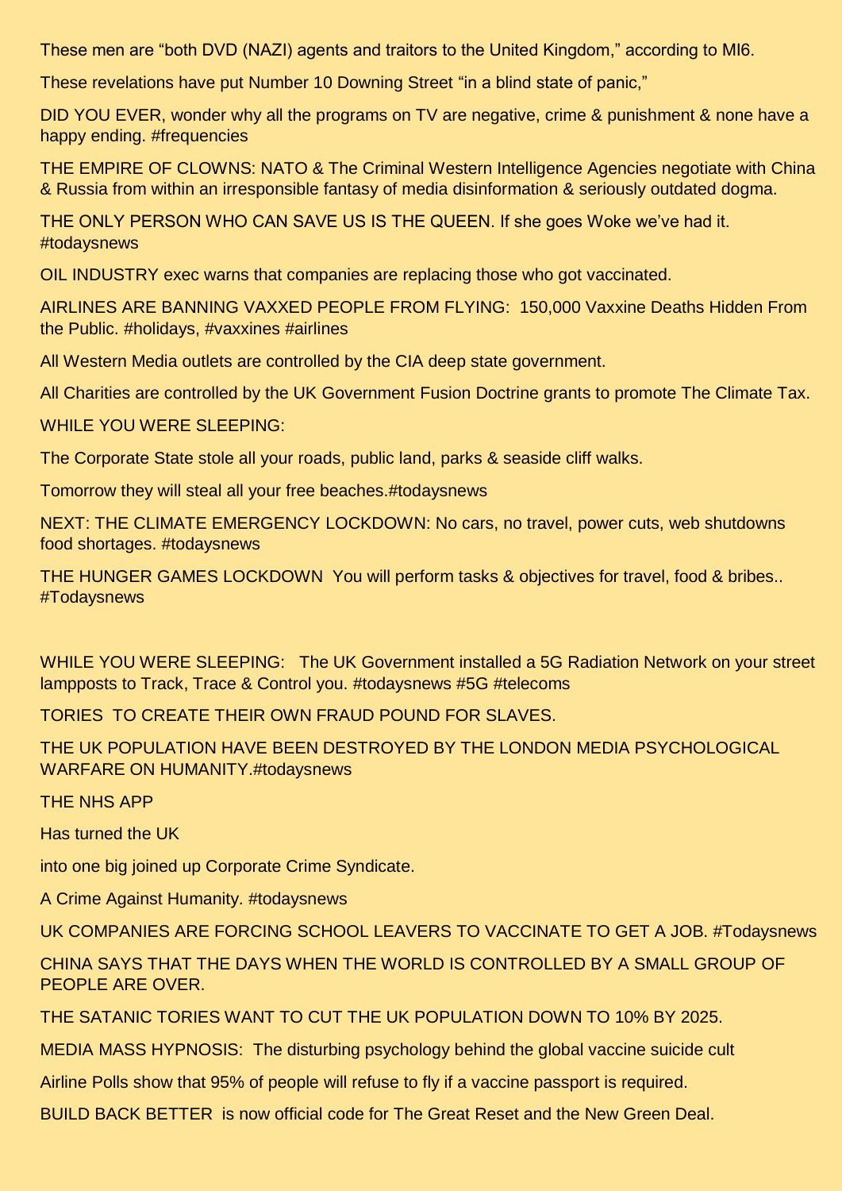These men are "both DVD (NAZI) agents and traitors to the United Kingdom," according to MI6.

These revelations have put Number 10 Downing Street "in a blind state of panic,"

DID YOU EVER, wonder why all the programs on TV are negative, crime & punishment & none have a happy ending. #frequencies

THE EMPIRE OF CLOWNS: NATO & The Criminal Western Intelligence Agencies negotiate with China & Russia from within an irresponsible fantasy of media disinformation & seriously outdated dogma.

THE ONLY PERSON WHO CAN SAVE US IS THE QUEEN. If she goes Woke we've had it. #todaysnews

OIL INDUSTRY exec warns that companies are replacing those who got vaccinated.

AIRLINES ARE BANNING VAXXED PEOPLE FROM FLYING: 150,000 Vaxxine Deaths Hidden From the Public. #holidays, #vaxxines #airlines

All Western Media outlets are controlled by the CIA deep state government.

All Charities are controlled by the UK Government Fusion Doctrine grants to promote The Climate Tax.

WHILE YOU WERE SLEEPING:

The Corporate State stole all your roads, public land, parks & seaside cliff walks.

Tomorrow they will steal all your free beaches.#todaysnews

NEXT: THE CLIMATE EMERGENCY LOCKDOWN: No cars, no travel, power cuts, web shutdowns food shortages. #todaysnews

THE HUNGER GAMES LOCKDOWN You will perform tasks & objectives for travel, food & bribes.. #Todaysnews

WHILE YOU WERE SLEEPING: The UK Government installed a 5G Radiation Network on your street lampposts to Track, Trace & Control you. #todaysnews #5G #telecoms

TORIES TO CREATE THEIR OWN FRAUD POUND FOR SLAVES.

THE UK POPULATION HAVE BEEN DESTROYED BY THE LONDON MEDIA PSYCHOLOGICAL WARFARE ON HUMANITY.#todaysnews

THE NHS APP

Has turned the UK

into one big joined up Corporate Crime Syndicate.

A Crime Against Humanity. #todaysnews

UK COMPANIES ARE FORCING SCHOOL LEAVERS TO VACCINATE TO GET A JOB. #Todaysnews

CHINA SAYS THAT THE DAYS WHEN THE WORLD IS CONTROLLED BY A SMALL GROUP OF PEOPLE ARE OVER.

THE SATANIC TORIES WANT TO CUT THE UK POPULATION DOWN TO 10% BY 2025.

MEDIA MASS HYPNOSIS: The disturbing psychology behind the global vaccine suicide cult

Airline Polls show that 95% of people will refuse to fly if a vaccine passport is required.

BUILD BACK BETTER is now official code for The Great Reset and the New Green Deal.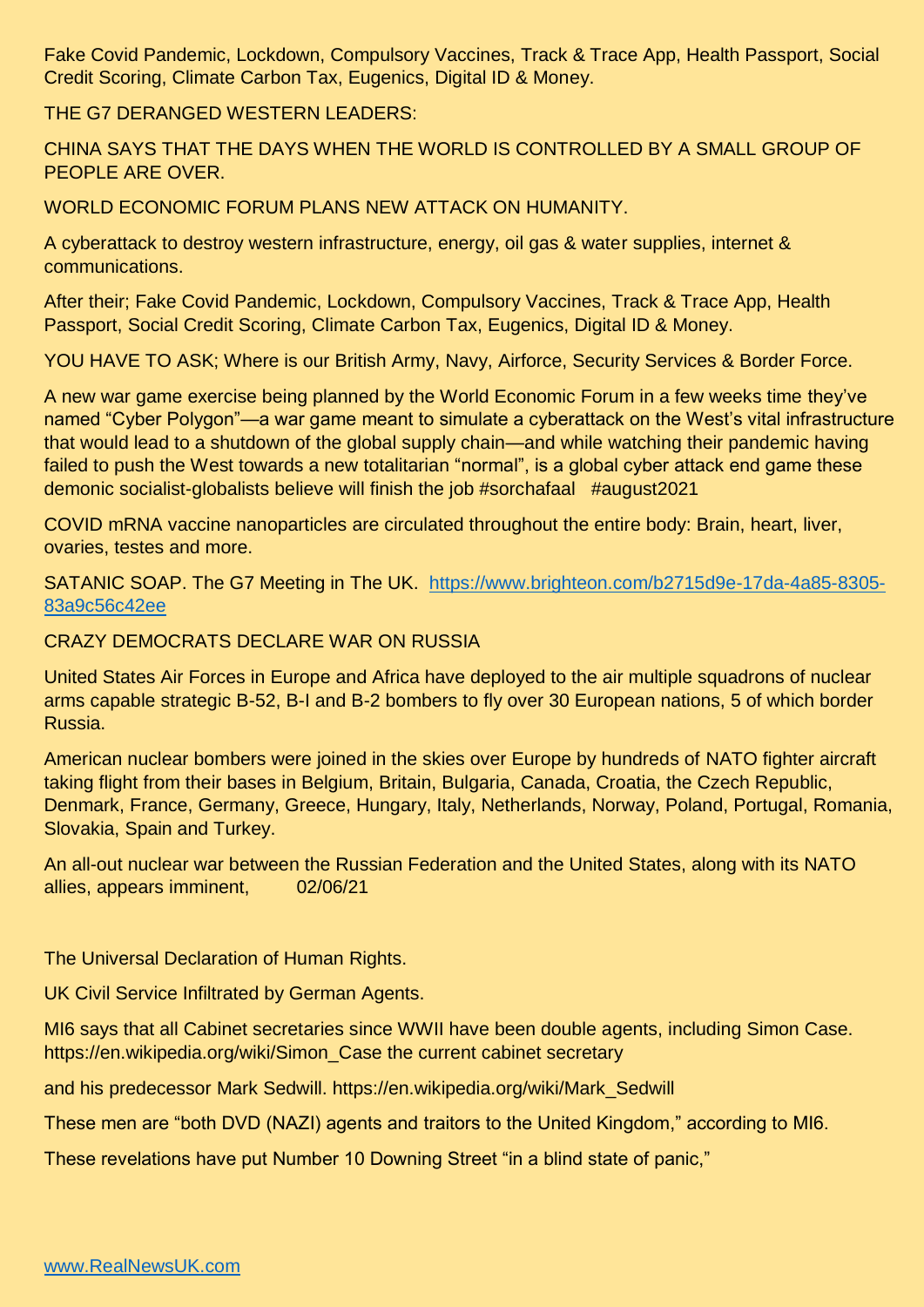Fake Covid Pandemic, Lockdown, Compulsory Vaccines, Track & Trace App, Health Passport, Social Credit Scoring, Climate Carbon Tax, Eugenics, Digital ID & Money.

THE G7 DERANGED WESTERN LEADERS:

CHINA SAYS THAT THE DAYS WHEN THE WORLD IS CONTROLLED BY A SMALL GROUP OF PEOPLE ARE OVER.

WORLD ECONOMIC FORUM PLANS NEW ATTACK ON HUMANITY.

A cyberattack to destroy western infrastructure, energy, oil gas & water supplies, internet & communications.

After their; Fake Covid Pandemic, Lockdown, Compulsory Vaccines, Track & Trace App, Health Passport, Social Credit Scoring, Climate Carbon Tax, Eugenics, Digital ID & Money.

YOU HAVE TO ASK; Where is our British Army, Navy, Airforce, Security Services & Border Force.

A new war game exercise being planned by the World Economic Forum in a few weeks time they've named "Cyber Polygon"—a war game meant to simulate a cyberattack on the West's vital infrastructure that would lead to a shutdown of the global supply chain—and while watching their pandemic having failed to push the West towards a new totalitarian "normal", is a global cyber attack end game these demonic socialist-globalists believe will finish the job #sorchafaal #august2021

COVID mRNA vaccine nanoparticles are circulated throughout the entire body: Brain, heart, liver, ovaries, testes and more.

SATANIC SOAP. The G7 Meeting in The UK. [https://www.brighteon.com/b2715d9e-17da-4a85-8305-83a9c56c42ee](https://www.brighteon.com/b2715d9e-17da-4a85-8305-83a9c56c42ee)

CRAZY DEMOCRATS DECLARE WAR ON RUSSIA

United States Air Forces in Europe and Africa have deployed to the air multiple squadrons of nuclear arms capable strategic B-52, B-I and B-2 bombers to fly over 30 European nations, 5 of which border Russia.

American nuclear bombers were joined in the skies over Europe by hundreds of NATO fighter aircraft taking flight from their bases in Belgium, Britain, Bulgaria, Canada, Croatia, the Czech Republic, Denmark, France, Germany, Greece, Hungary, Italy, Netherlands, Norway, Poland, Portugal, Romania, Slovakia, Spain and Turkey.

An all-out nuclear war between the Russian Federation and the United States, along with its NATO allies, appears imminent, 02/06/21

The Universal Declaration of Human Rights.

UK Civil Service Infiltrated by German Agents.

MI6 says that all Cabinet secretaries since WWII have been double agents, including Simon Case. https://en.wikipedia.org/wiki/Simon_Case the current cabinet secretary

and his predecessor Mark Sedwill. https://en.wikipedia.org/wiki/Mark_Sedwill

These men are "both DVD (NAZI) agents and traitors to the United Kingdom," according to MI6.

These revelations have put Number 10 Downing Street "in a blind state of panic,"

[www.RealNewsUK.com](www.RealNewsUK.com)